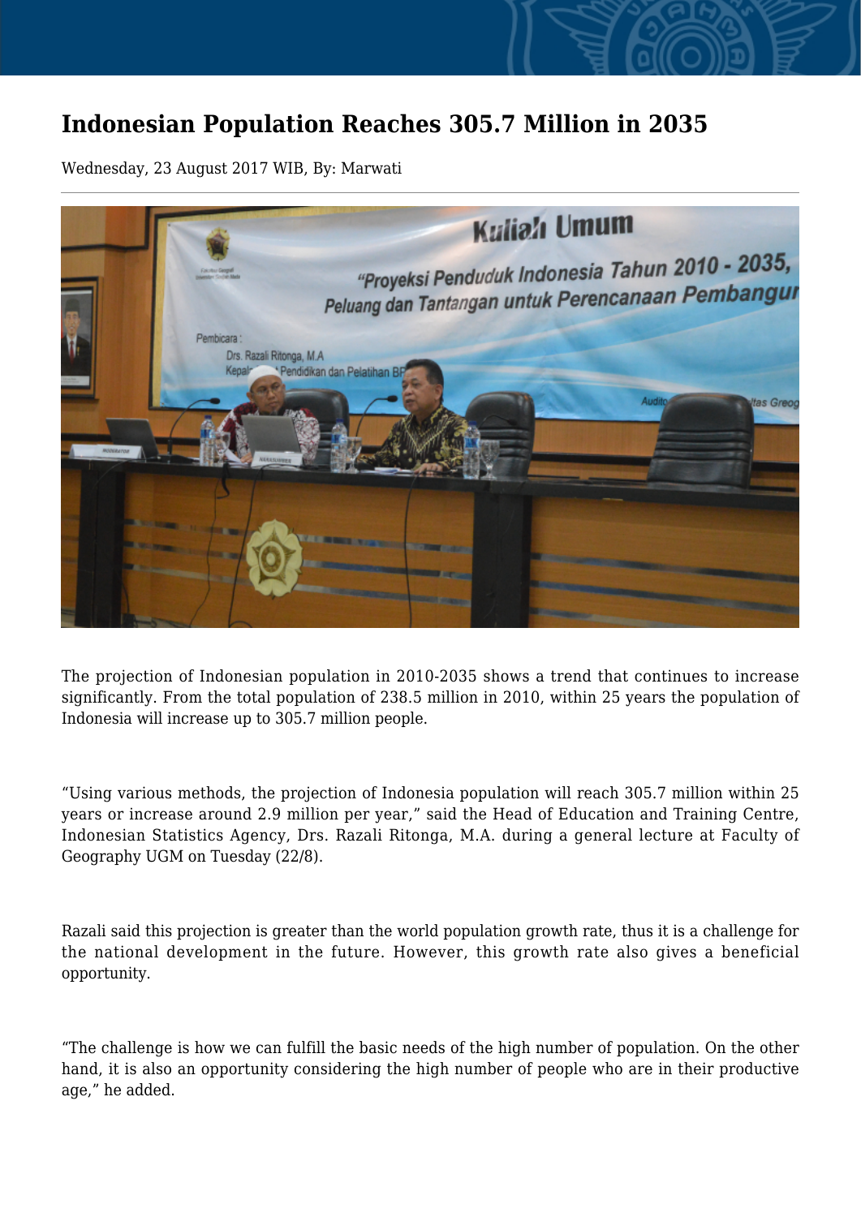# Indonesian Population Reaches 305.7 Million in 2035

Wednesday, 23 August 2017 WIB, By: Marwati

The projection of Indonesian population in 2010-2035 shows a trend that continues to increase significantly. From the total population of 238.5 million in 2010, within 25 years the population of Indonesia will increase up to 305.7 million people.

"Using various methods, the projection of Indonesia population will reach 305.7 million within 25 years or increase around 2.9 million per year," said the Head of Education and Training Centre, Indonesian Statistics Agency, Drs. Razali Ritonga, M.A. during a general lecture at Faculty of Geography UGM on Tuesday (22/8).

Razali said this projection is greater than the world population growth rate, thus it is a challenge for the national development in the future. However, this growth rate also gives a beneficial opportunity.

"The challenge is how we can fulfill the basic needs of the high number of population. On the other hand, it is also an opportunity considering the high number of people who are in their productive age," he added.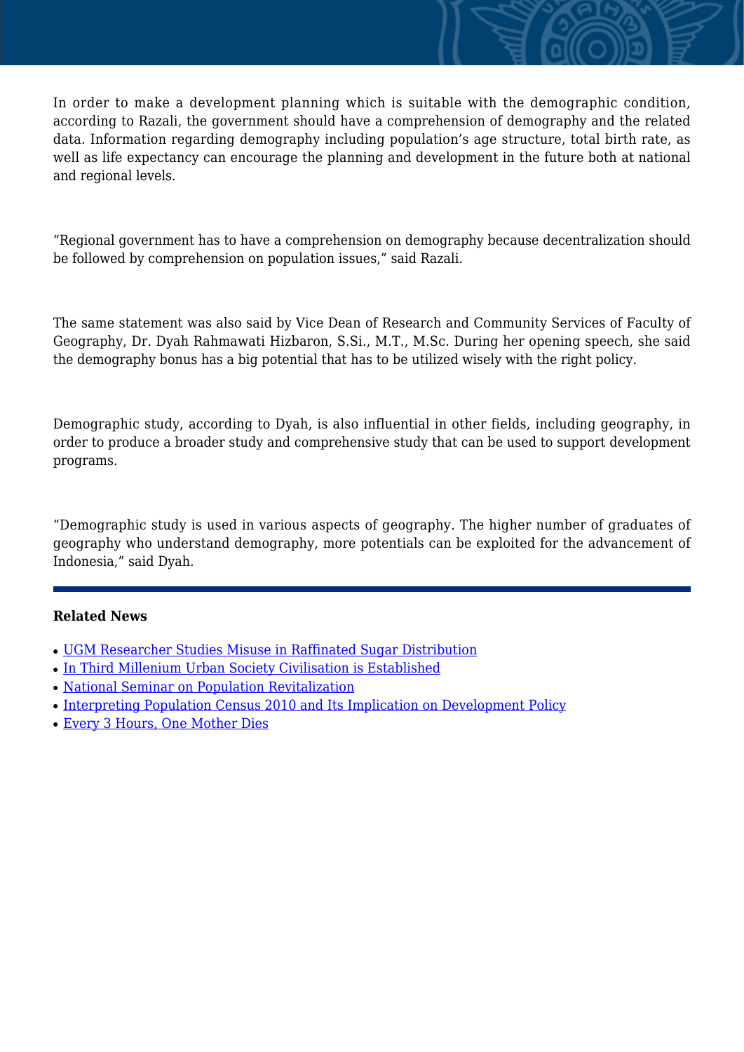In order to make a development planning which is suitable with the demographic condition, according to Razali, the government should have a comprehension of demography and the related data. Information regarding demography including population's age structure, total birth rate, as well as life expectancy can encourage the planning and development in the future both at national and regional levels.

"Regional government has to have a comprehension on demography because decentralization should be followed by comprehension on population issues," said Razali.

The same statement was also said by Vice Dean of Research and Community Services of Faculty of Geography, Dr. Dyah Rahmawati Hizbaron, S.Si., M.T., M.Sc. During her opening speech, she said the demography bonus has a big potential that has to be utilized wisely with the right policy.

Demographic study, according to Dyah, is also influential in other fields, including geography, in order to produce a broader study and comprehensive study that can be used to support development programs.

"Demographic study is used in various aspects of geography. The higher number of graduates of geography who understand demography, more potentials can be exploited for the advancement of Indonesia," said Dyah.

---

**Related News**

- UGM Researcher Studies Misuse in Raffinated Sugar Distribution
- In Third Millenium Urban Society Civilisation is Established
- National Seminar on Population Revitalization
- Interpreting Population Census 2010 and Its Implication on Development Policy
- Every 3 Hours, One Mother Dies